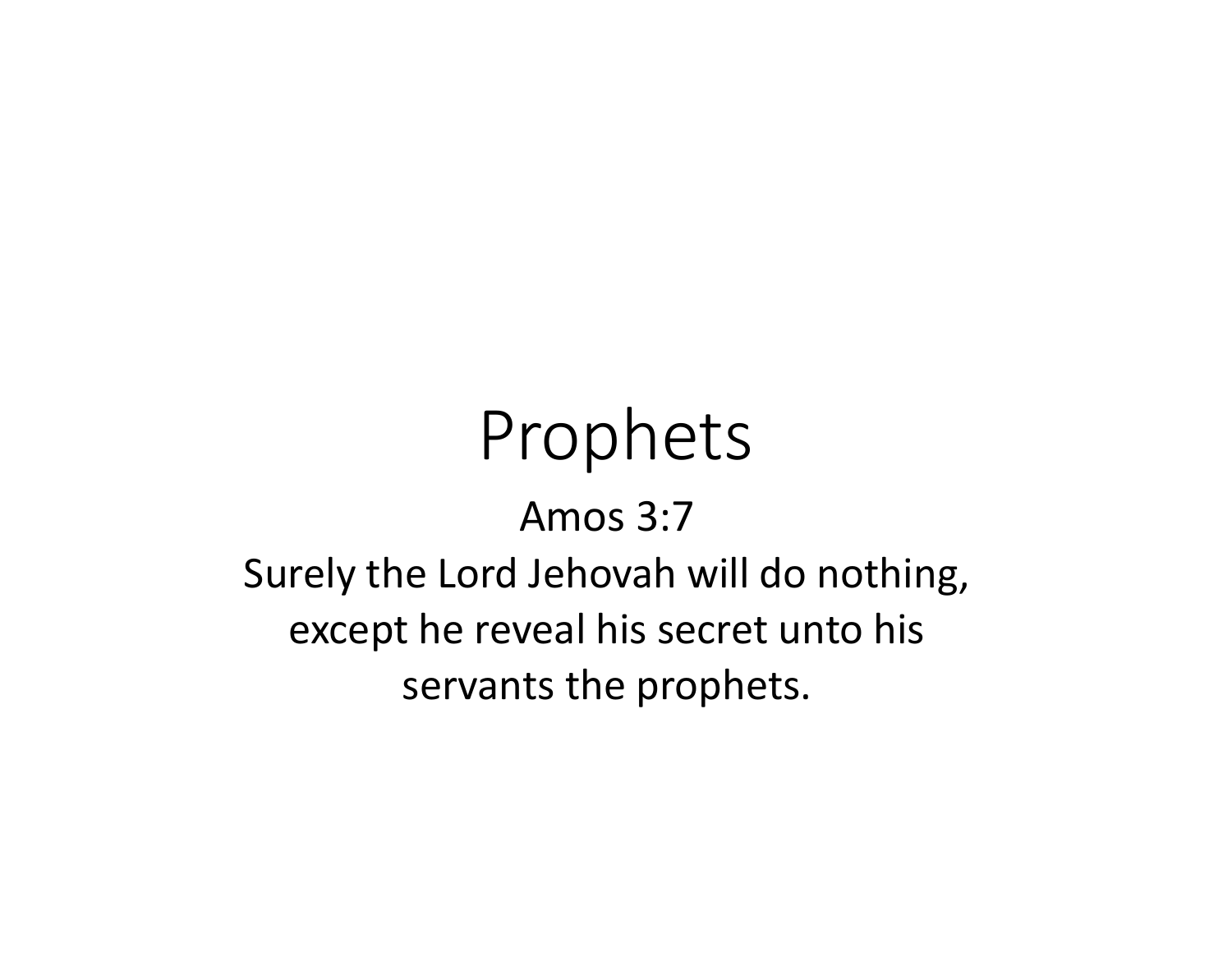# Prophets

Amos 3:7

Surely the Lord Jehovah will do nothing, except he reveal his secret unto his servants the prophets.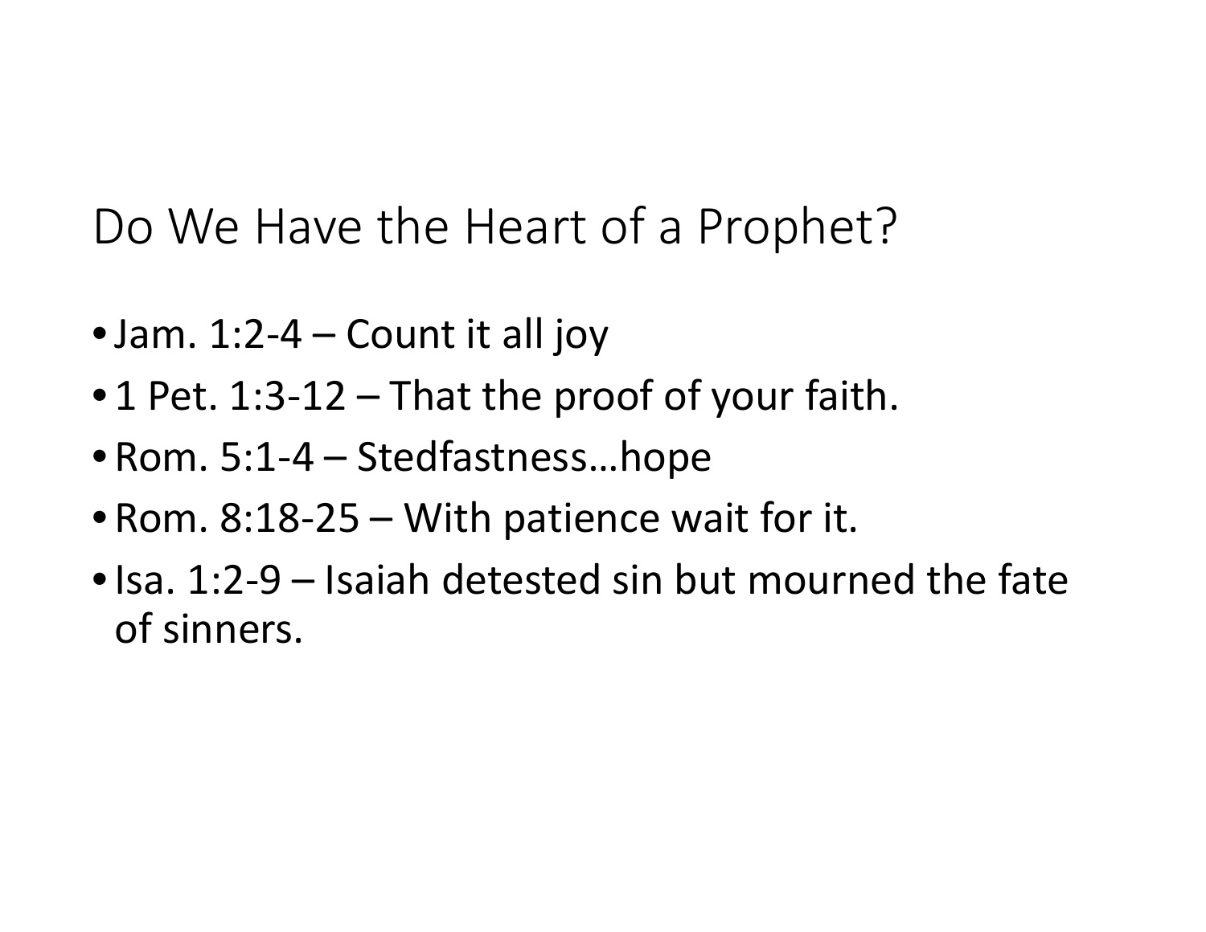# Do We Have the Heart of a Prophet?

- Jam. 1:2-4 – Count it all joy
- 1 Pet. 1:3-12 – That the proof of your faith.
- Rom. 5:1-4 – Stedfastness…hope
- Rom. 8:18-25 – With patience wait for it.
- Isa. 1:2-9 – Isaiah detested sin but mourned the fate of sinners.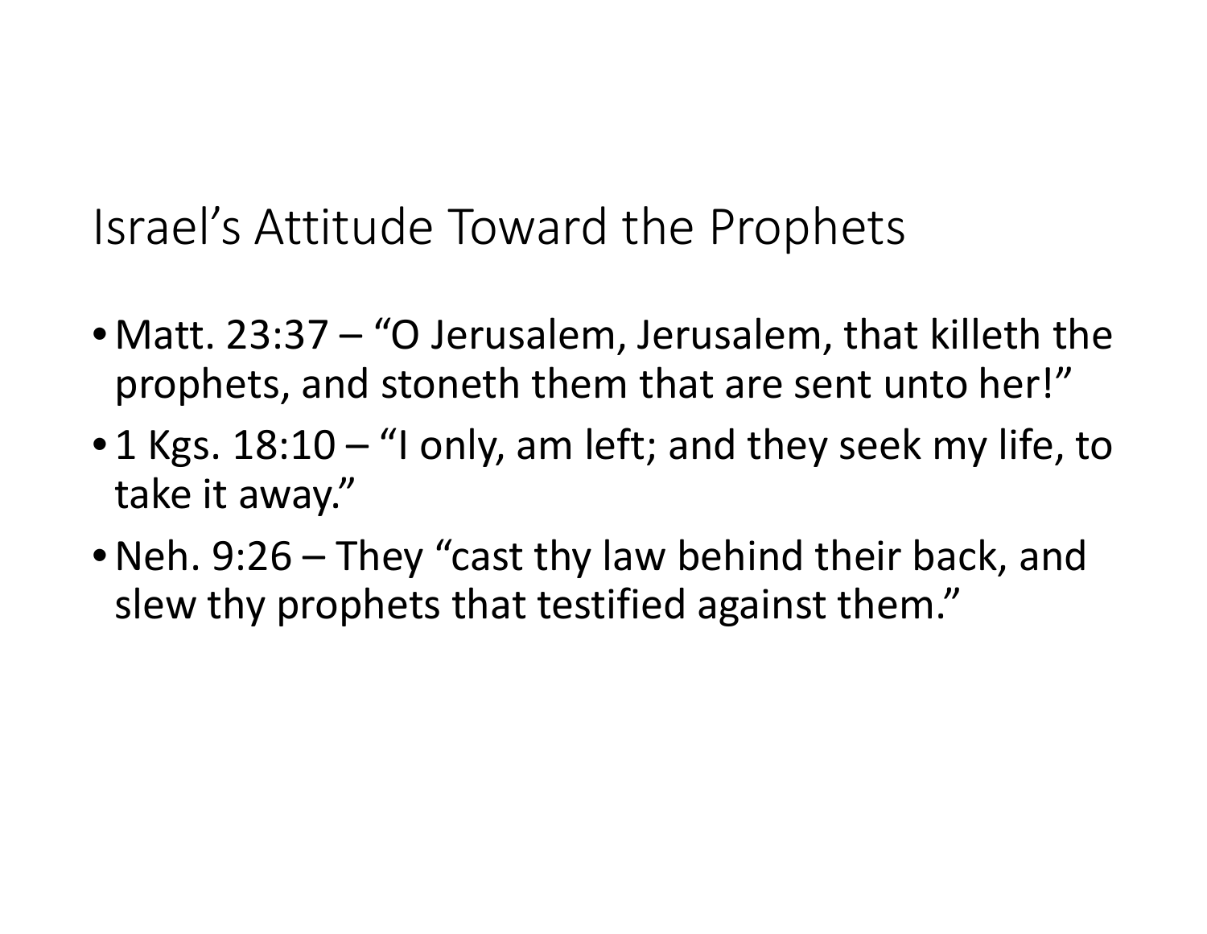# Israel's Attitude Toward the Prophets

- Matt. 23:37 – "O Jerusalem, Jerusalem, that killeth the prophets, and stoneth them that are sent unto her!"
- 1 Kgs. 18:10 – "I only, am left; and they seek my life, to take it away."
- Neh. 9:26 – They "cast thy law behind their back, and slew thy prophets that testified against them."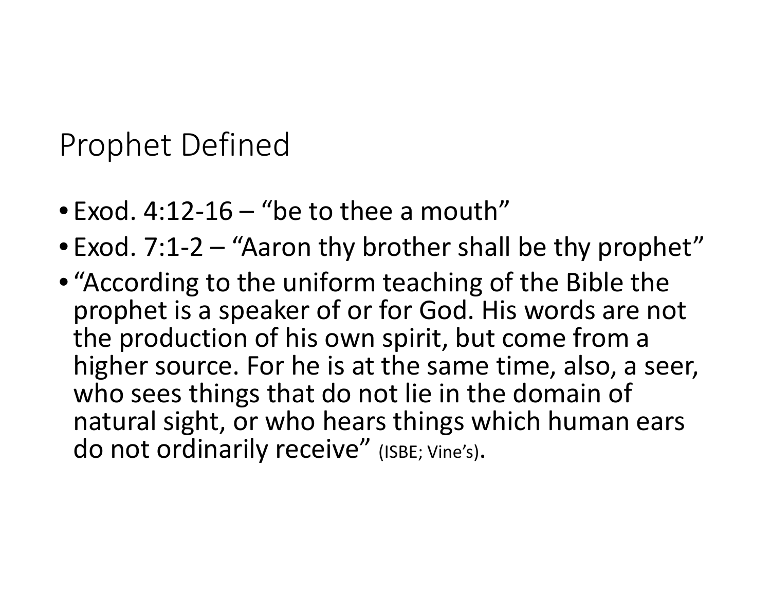# Prophet Defined

- Exod. 4:12-16 – "be to thee a mouth"
- Exod. 7:1-2 – "Aaron thy brother shall be thy prophet"
- "According to the uniform teaching of the Bible the prophet is a speaker of or for God. His words are not the production of his own spirit, but come from a higher source. For he is at the same time, also, a seer, who sees things that do not lie in the domain of natural sight, or who hears things which human ears do not ordinarily receive" (ISBE; Vine's).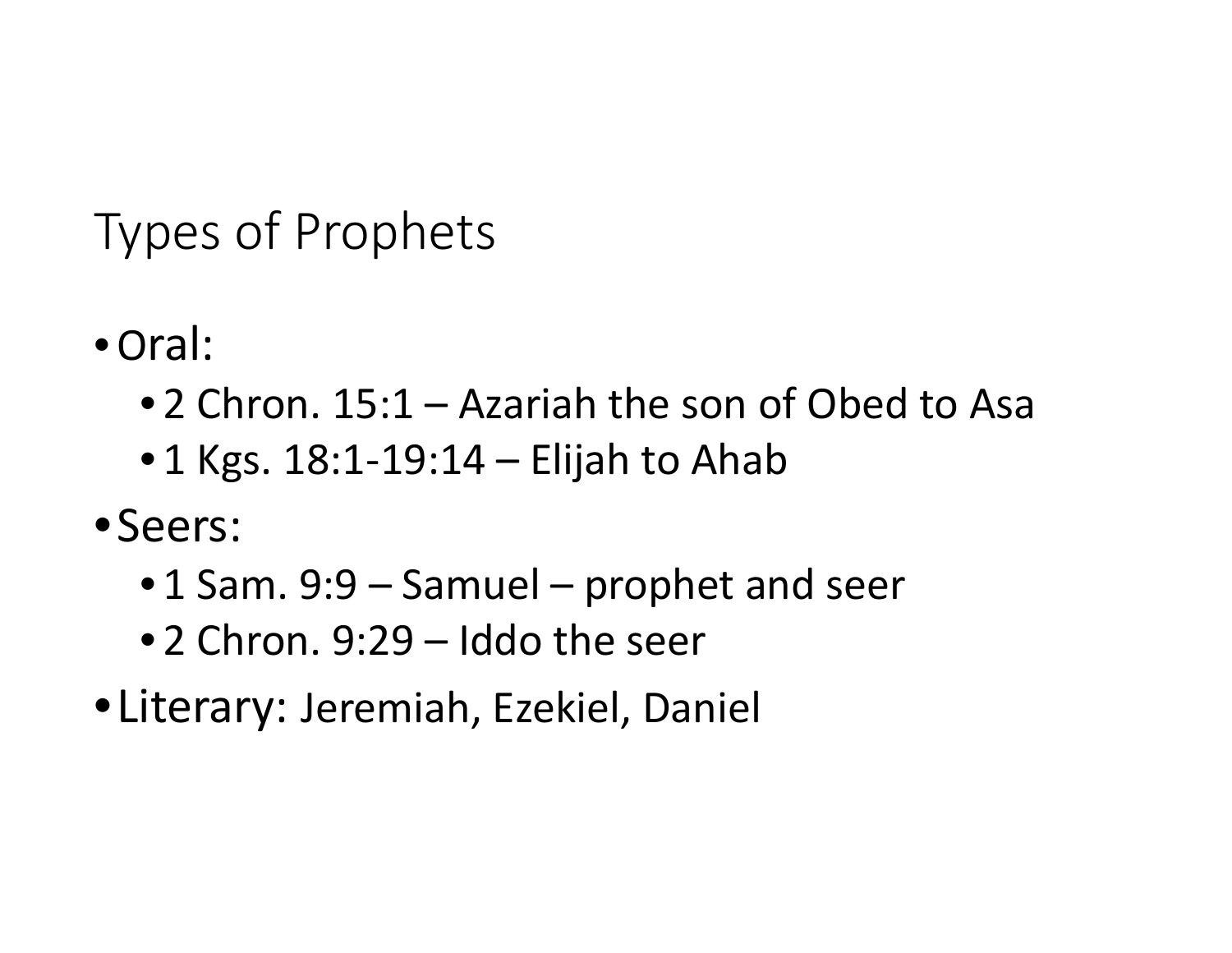# Types of Prophets

- Oral:
  - 2 Chron. 15:1 – Azariah the son of Obed to Asa
  - 1 Kgs. 18:1-19:14 – Elijah to Ahab
- Seers:
  - 1 Sam. 9:9 – Samuel – prophet and seer
  - 2 Chron. 9:29 – Iddo the seer
- Literary: Jeremiah, Ezekiel, Daniel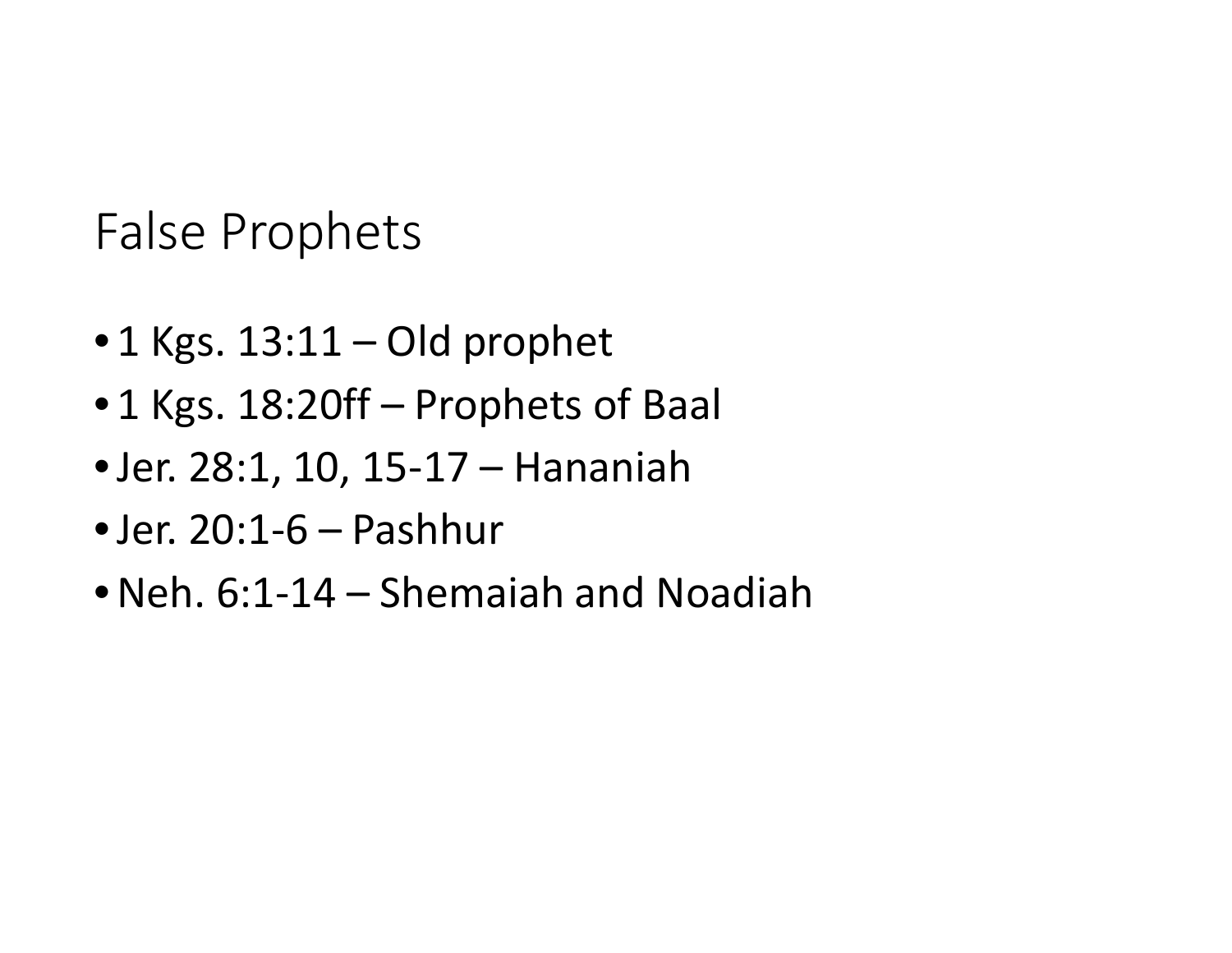# False Prophets

- 1 Kgs. 13:11 – Old prophet
- 1 Kgs. 18:20ff – Prophets of Baal
- Jer. 28:1, 10, 15-17 – Hananiah
- Jer. 20:1-6 – Pashhur
- Neh. 6:1-14 – Shemaiah and Noadiah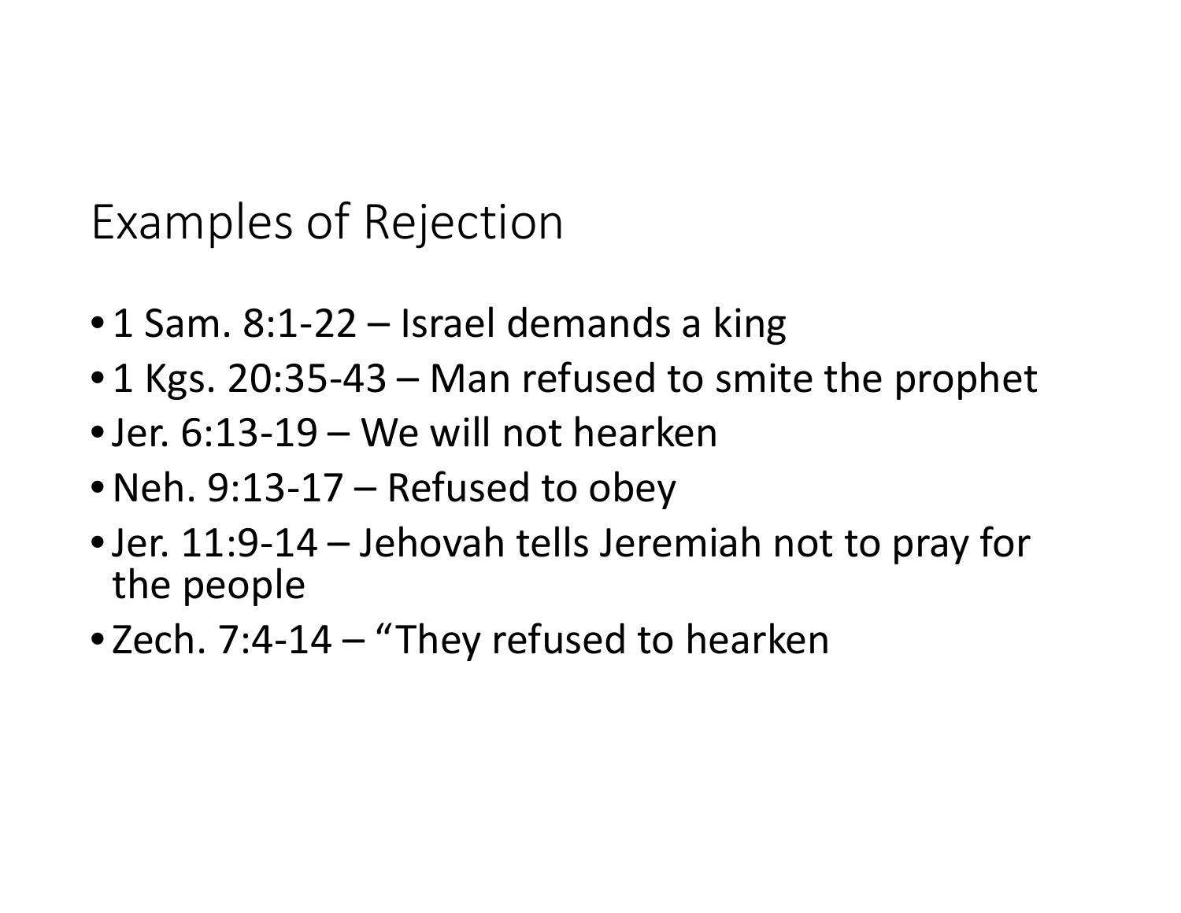# Examples of Rejection

- 1 Sam. 8:1-22 – Israel demands a king
- 1 Kgs. 20:35-43 – Man refused to smite the prophet
- Jer. 6:13-19 – We will not hearken
- Neh. 9:13-17 – Refused to obey
- Jer. 11:9-14 – Jehovah tells Jeremiah not to pray for the people
- Zech. 7:4-14 – "They refused to hearken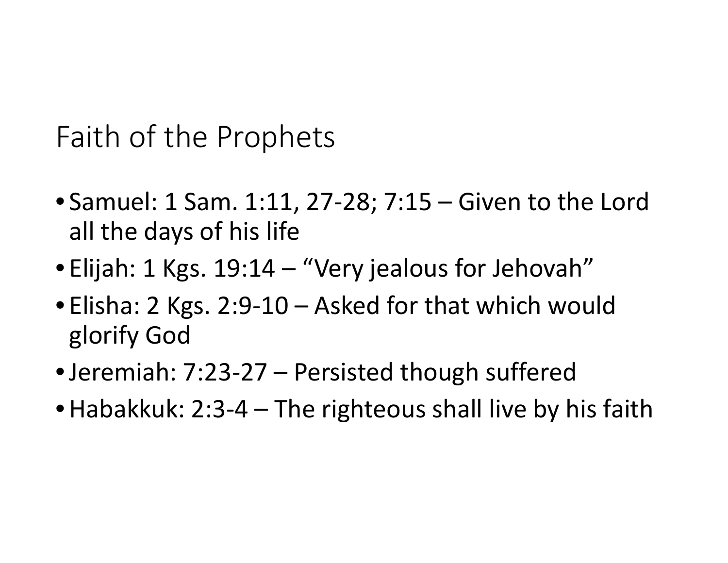# Faith of the Prophets

- Samuel: 1 Sam. 1:11, 27-28; 7:15 – Given to the Lord all the days of his life
- Elijah: 1 Kgs. 19:14 – “Very jealous for Jehovah”
- Elisha: 2 Kgs. 2:9-10 – Asked for that which would glorify God
- Jeremiah: 7:23-27 – Persisted though suffered
- Habakkuk: 2:3-4 – The righteous shall live by his faith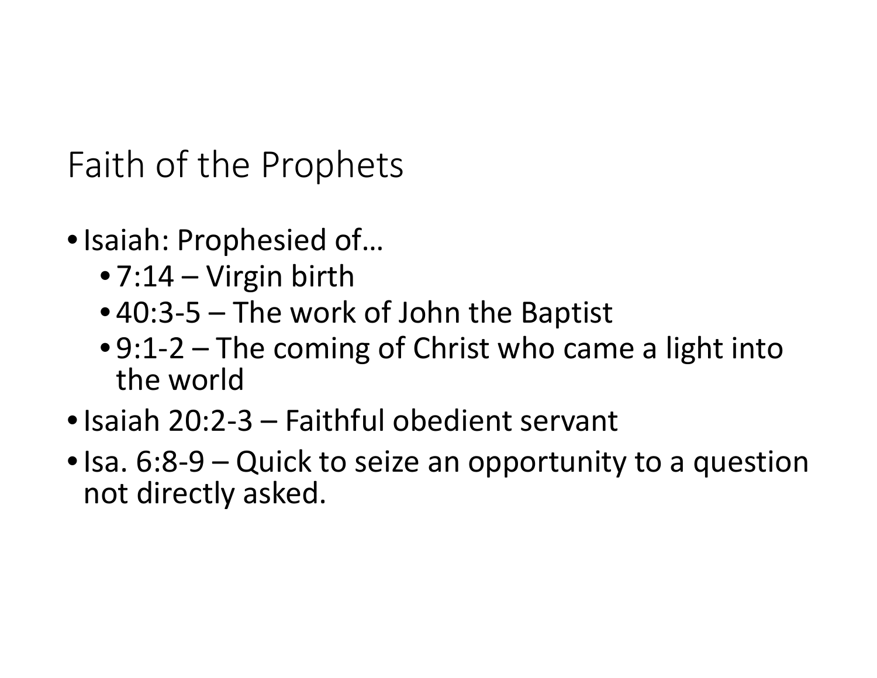# Faith of the Prophets

- Isaiah: Prophesied of…
  - 7:14 – Virgin birth
  - 40:3-5 – The work of John the Baptist
  - 9:1-2 – The coming of Christ who came a light into the world
- Isaiah 20:2-3 – Faithful obedient servant
- Isa. 6:8-9 – Quick to seize an opportunity to a question not directly asked.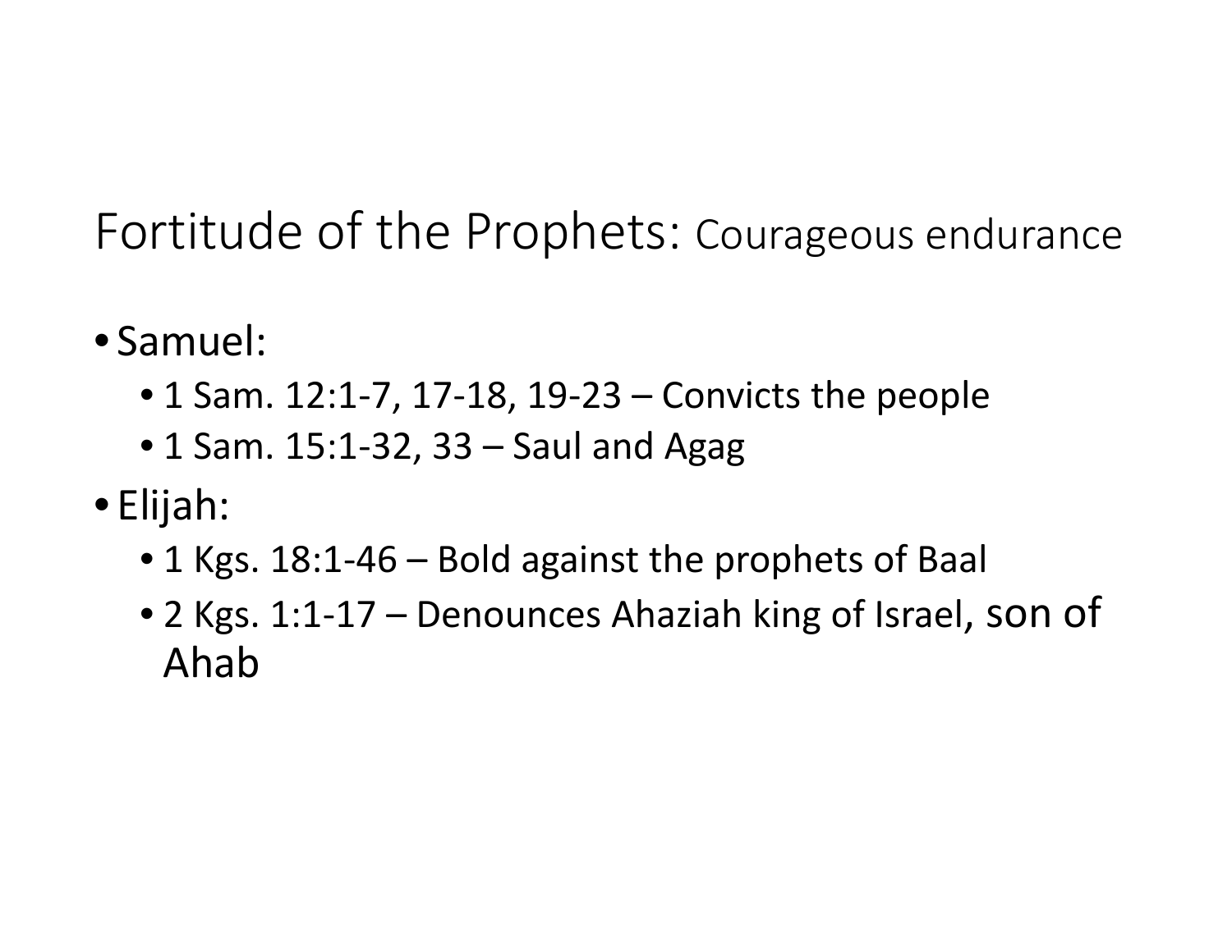# Fortitude of the Prophets: Courageous endurance

- Samuel:
  - 1 Sam. 12:1-7, 17-18, 19-23 – Convicts the people
  - 1 Sam. 15:1-32, 33 – Saul and Agag
- Elijah:
  - 1 Kgs. 18:1-46 – Bold against the prophets of Baal
  - 2 Kgs. 1:1-17 – Denounces Ahaziah king of Israel, son of Ahab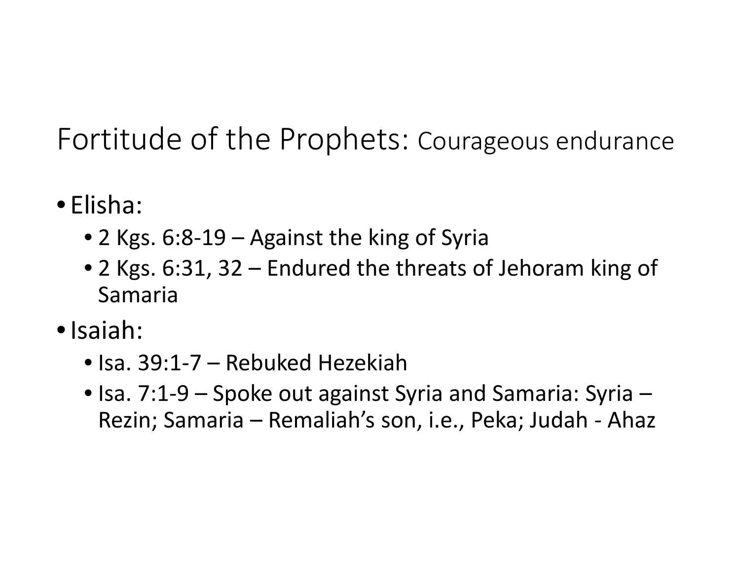# Fortitude of the Prophets: Courageous endurance

- Elisha:
  - 2 Kgs. 6:8-19 – Against the king of Syria
  - 2 Kgs. 6:31, 32 – Endured the threats of Jehoram king of Samaria
- Isaiah:
  - Isa. 39:1-7 – Rebuked Hezekiah
  - Isa. 7:1-9 – Spoke out against Syria and Samaria: Syria – Rezin; Samaria – Remaliah's son, i.e., Peka; Judah - Ahaz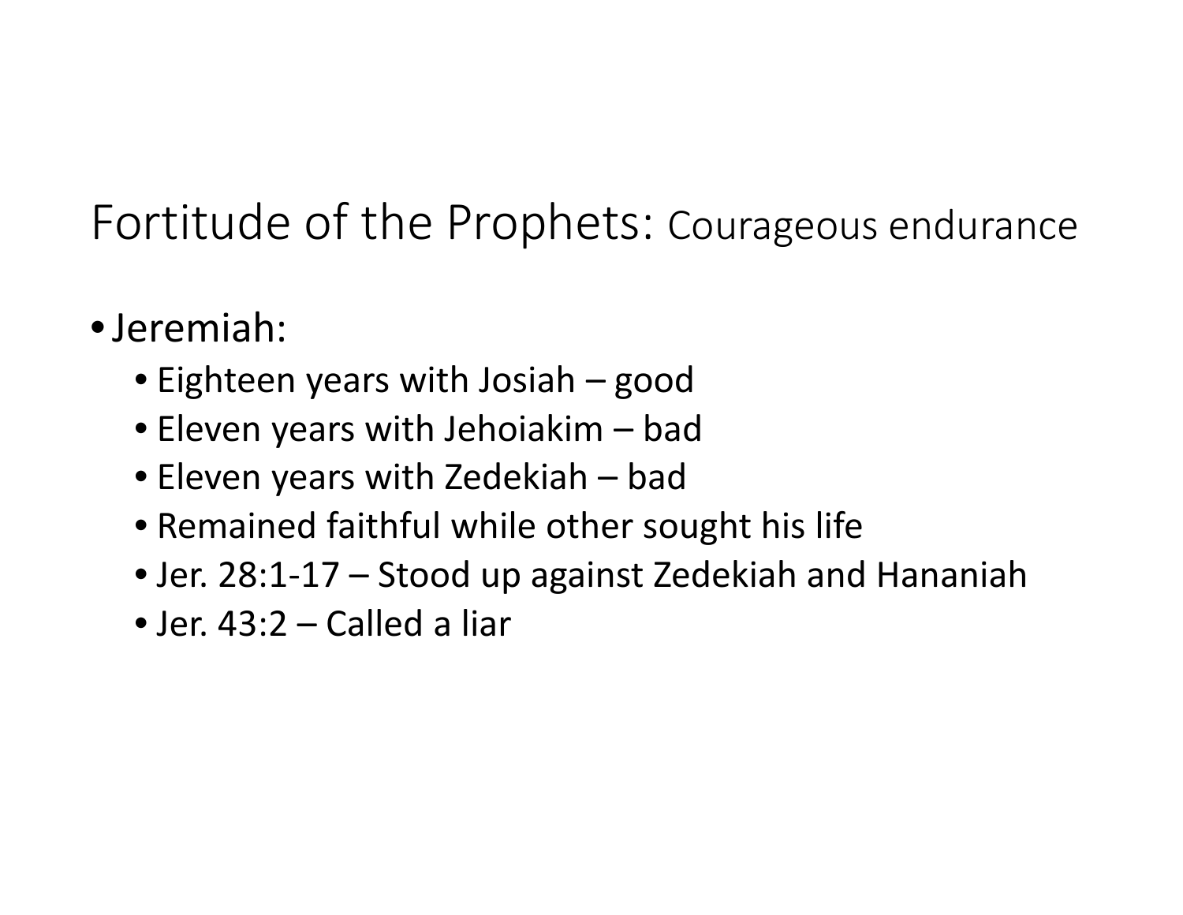# Fortitude of the Prophets: Courageous endurance

- Jeremiah:
  - Eighteen years with Josiah – good
  - Eleven years with Jehoiakim – bad
  - Eleven years with Zedekiah – bad
  - Remained faithful while other sought his life
  - Jer. 28:1-17 – Stood up against Zedekiah and Hananiah
  - Jer. 43:2 – Called a liar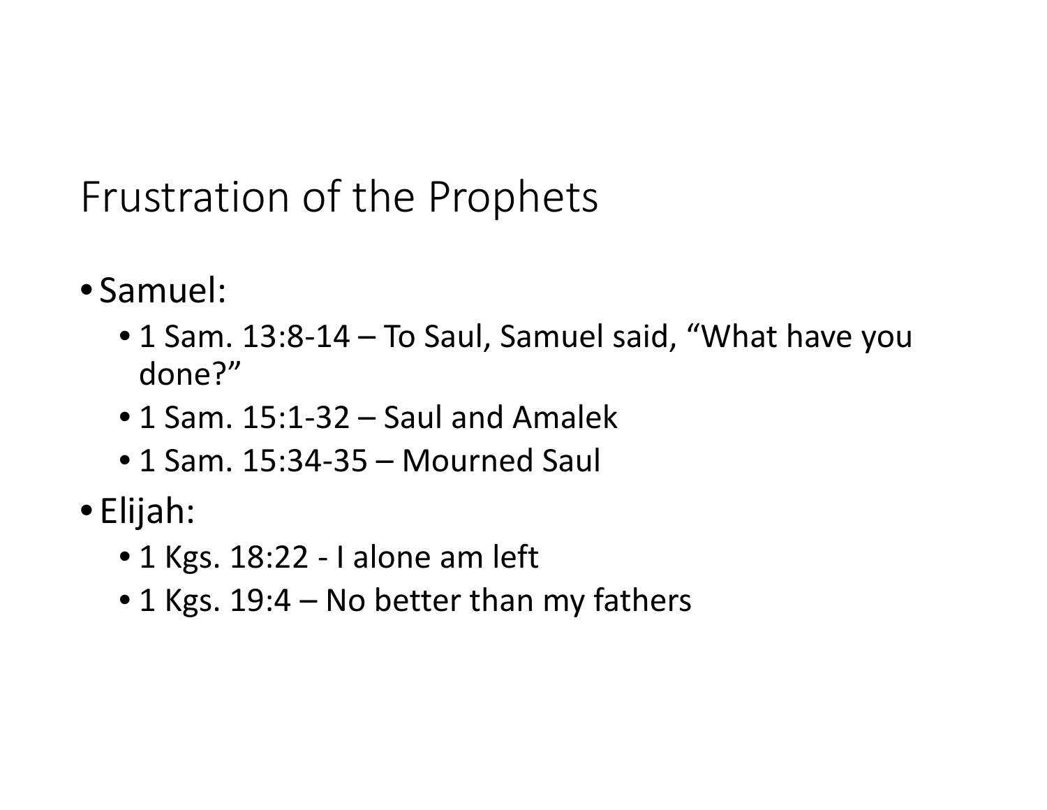# Frustration of the Prophets

- Samuel:
  - 1 Sam. 13:8-14 – To Saul, Samuel said, “What have you done?”
  - 1 Sam. 15:1-32 – Saul and Amalek
  - 1 Sam. 15:34-35 – Mourned Saul
- Elijah:
  - 1 Kgs. 18:22 - I alone am left
  - 1 Kgs. 19:4 – No better than my fathers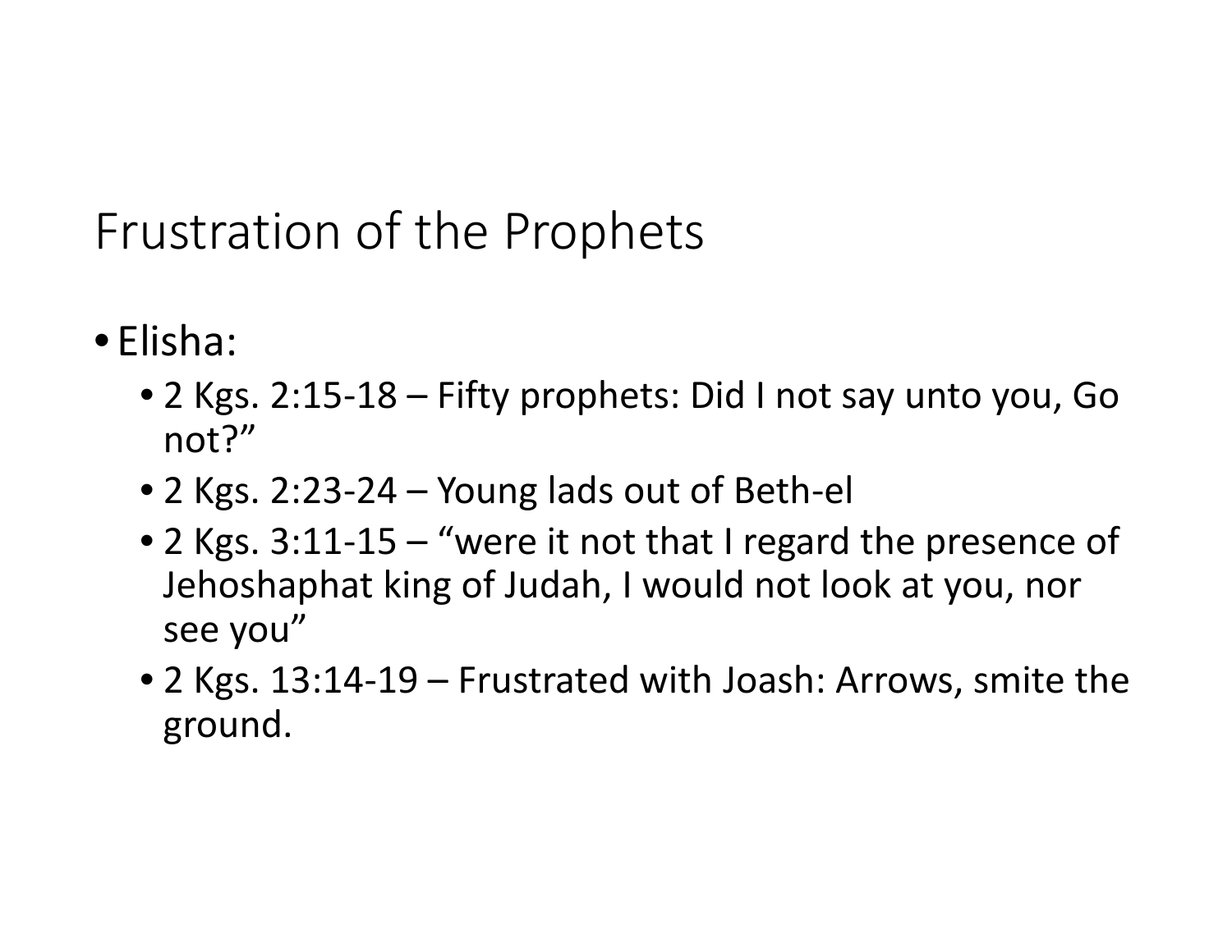# Frustration of the Prophets

- Elisha:
  - 2 Kgs. 2:15-18 – Fifty prophets: Did I not say unto you, Go not?”
  - 2 Kgs. 2:23-24 – Young lads out of Beth-el
  - 2 Kgs. 3:11-15 – “were it not that I regard the presence of Jehoshaphat king of Judah, I would not look at you, nor see you”
  - 2 Kgs. 13:14-19 – Frustrated with Joash: Arrows, smite the ground.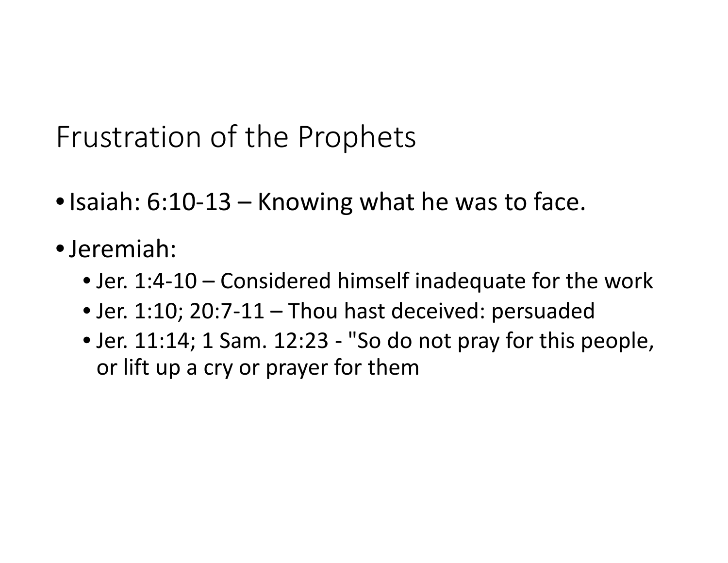# Frustration of the Prophets

- Isaiah: 6:10-13 – Knowing what he was to face.
- Jeremiah:
  - Jer. 1:4-10 – Considered himself inadequate for the work
  - Jer. 1:10; 20:7-11 – Thou hast deceived: persuaded
  - Jer. 11:14; 1 Sam. 12:23 - "So do not pray for this people, or lift up a cry or prayer for them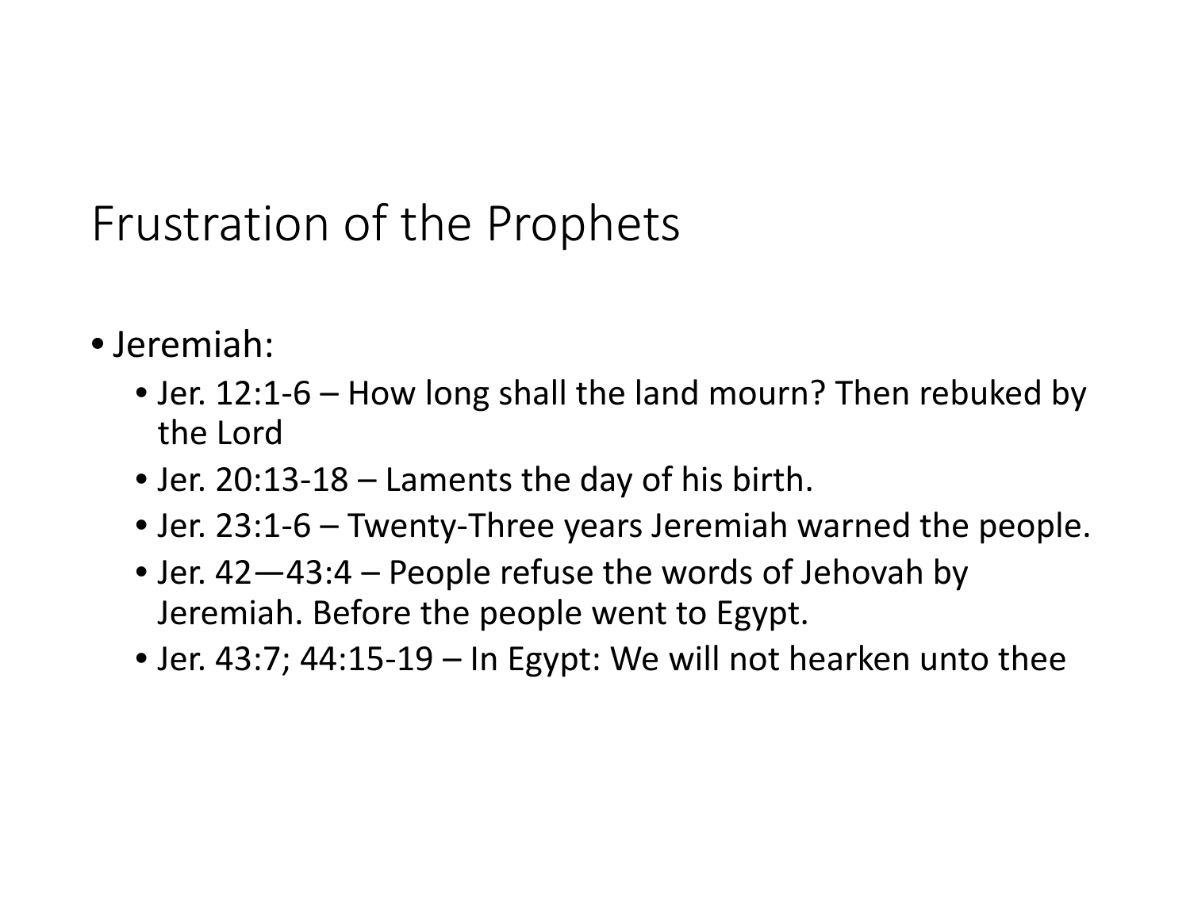# Frustration of the Prophets

- Jeremiah:
  - Jer. 12:1-6 – How long shall the land mourn? Then rebuked by the Lord
  - Jer. 20:13-18 – Laments the day of his birth.
  - Jer. 23:1-6 – Twenty-Three years Jeremiah warned the people.
  - Jer. 42—43:4 – People refuse the words of Jehovah by Jeremiah. Before the people went to Egypt.
  - Jer. 43:7; 44:15-19 – In Egypt: We will not hearken unto thee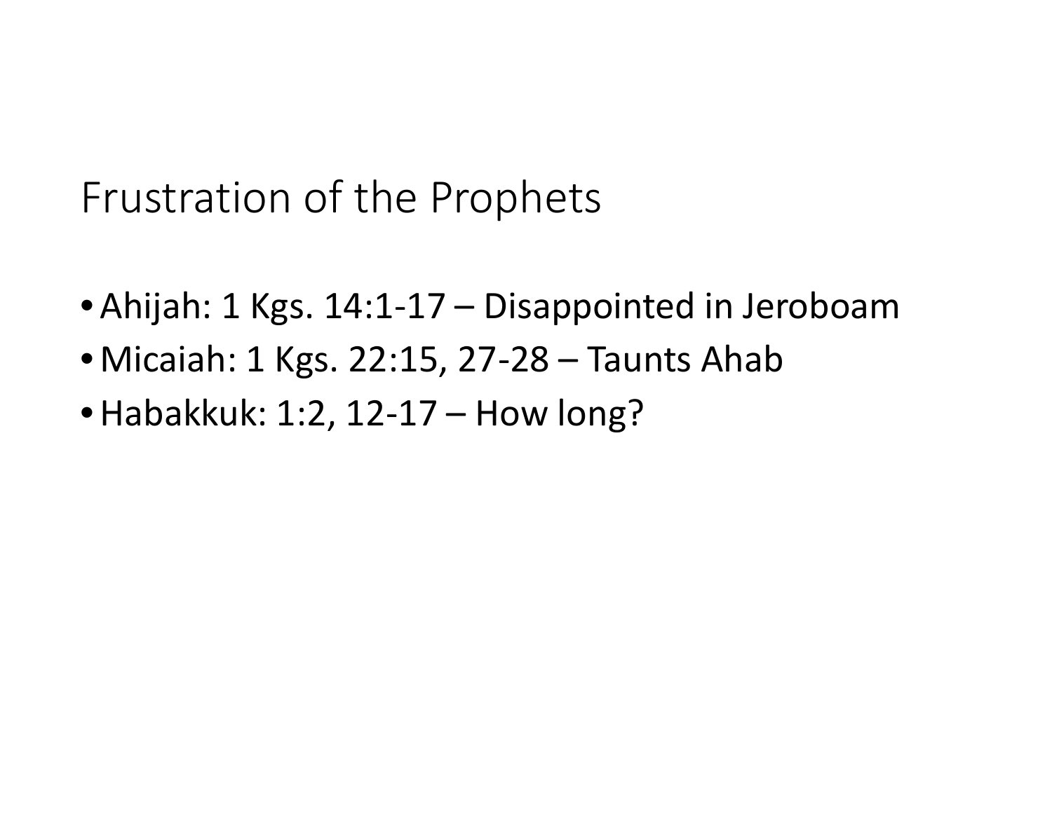# Frustration of the Prophets

- Ahijah: 1 Kgs. 14:1-17 – Disappointed in Jeroboam
- Micaiah: 1 Kgs. 22:15, 27-28 – Taunts Ahab
- Habakkuk: 1:2, 12-17 – How long?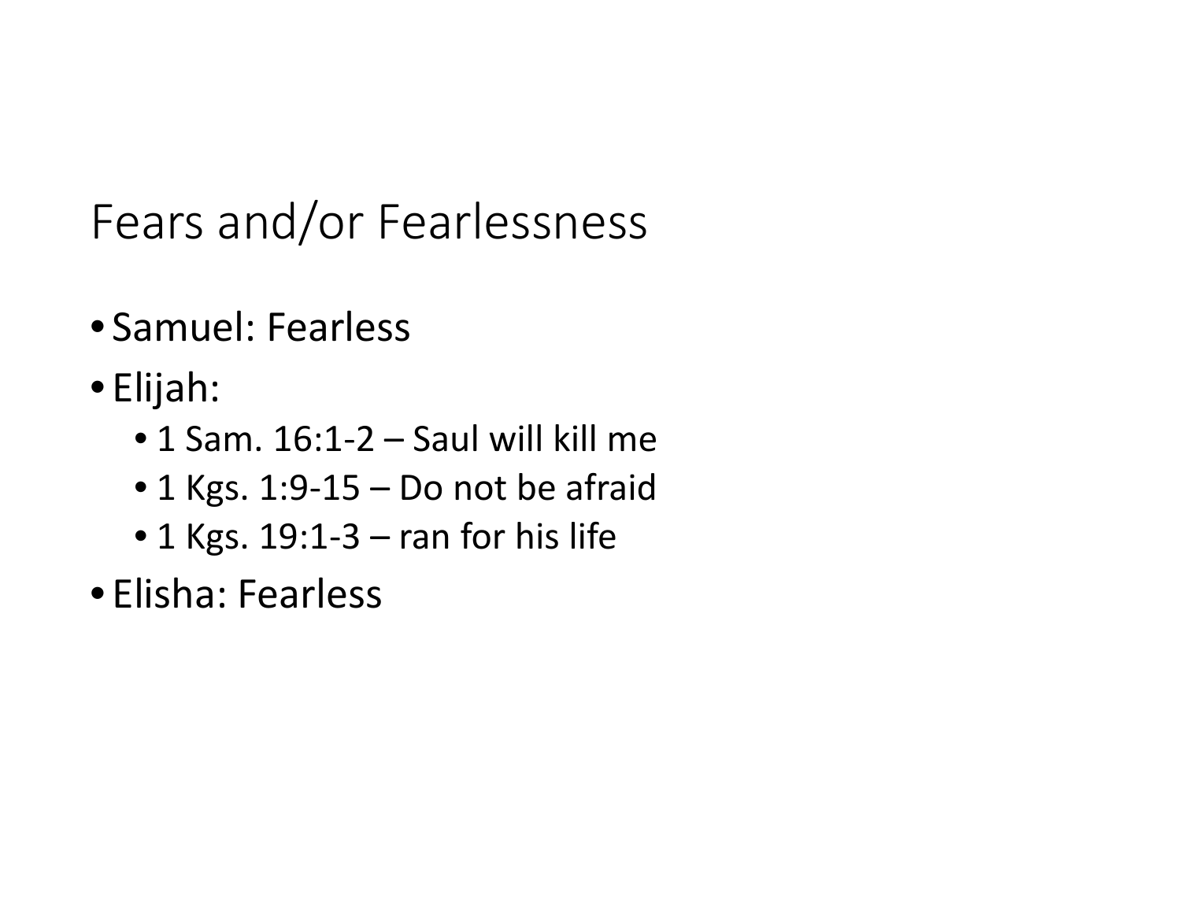# Fears and/or Fearlessness

- Samuel: Fearless
- Elijah:
  - 1 Sam. 16:1-2 – Saul will kill me
  - 1 Kgs. 1:9-15 – Do not be afraid
  - 1 Kgs. 19:1-3 – ran for his life
- Elisha: Fearless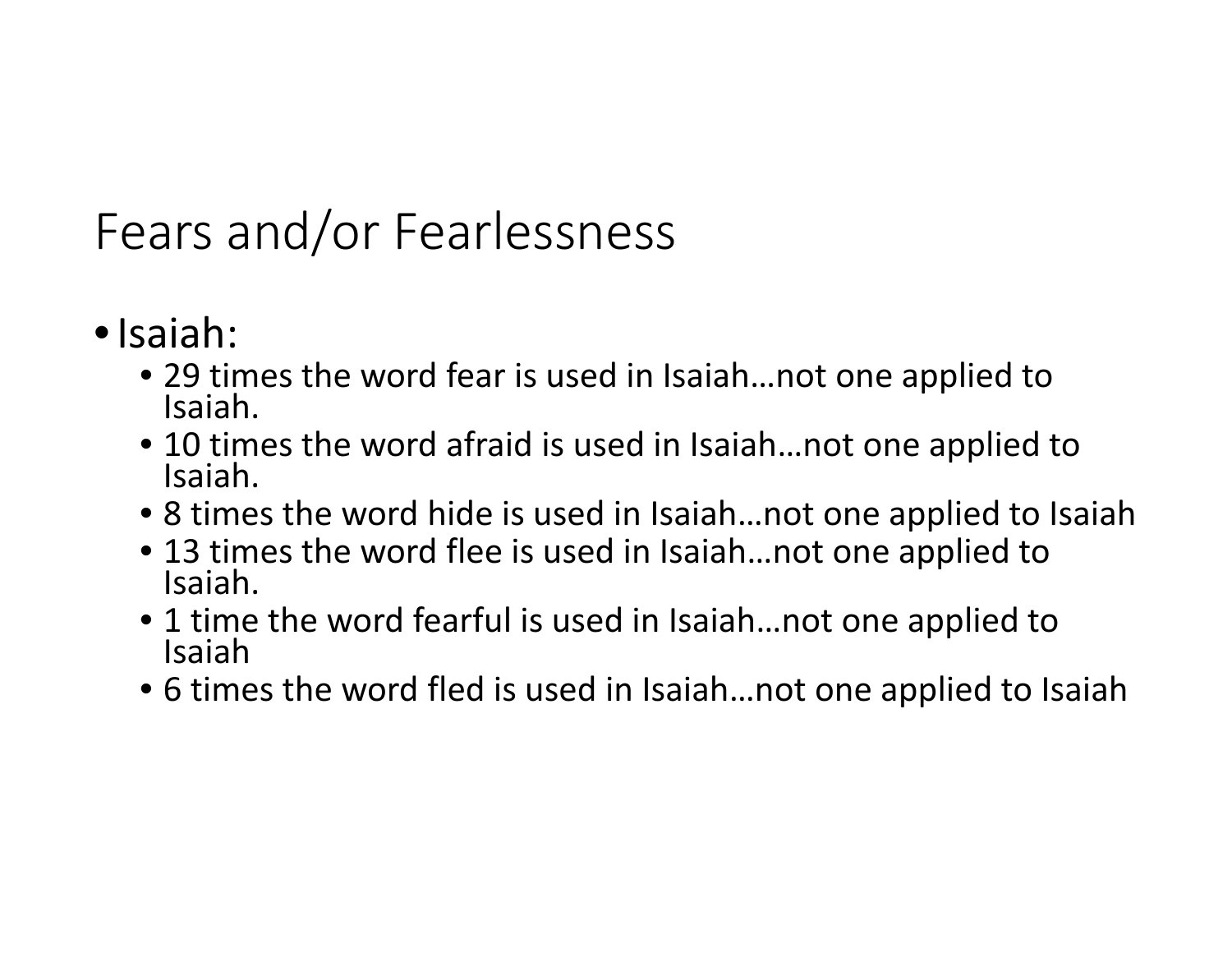# Fears and/or Fearlessness

- Isaiah:
  - 29 times the word fear is used in Isaiah…not one applied to Isaiah.
  - 10 times the word afraid is used in Isaiah…not one applied to Isaiah.
  - 8 times the word hide is used in Isaiah…not one applied to Isaiah
  - 13 times the word flee is used in Isaiah…not one applied to Isaiah.
  - 1 time the word fearful is used in Isaiah…not one applied to Isaiah
  - 6 times the word fled is used in Isaiah…not one applied to Isaiah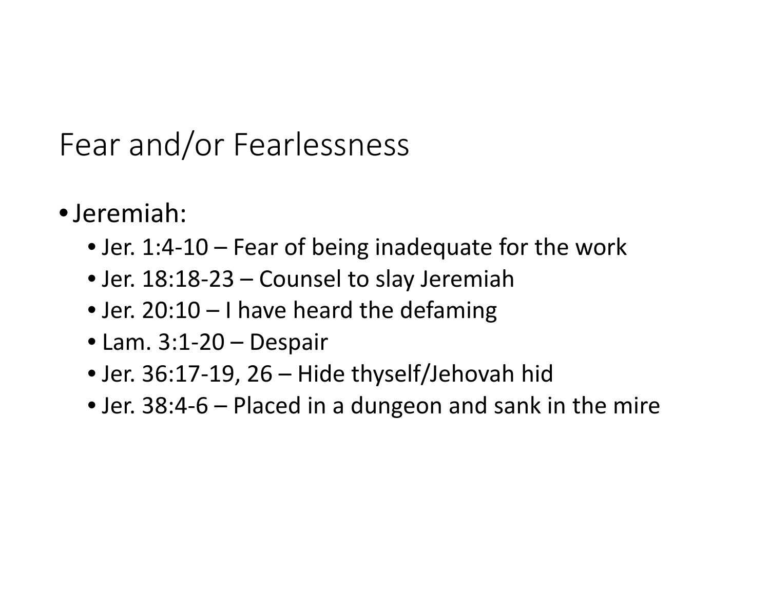# Fear and/or Fearlessness

- Jeremiah:
  - Jer. 1:4-10 – Fear of being inadequate for the work
  - Jer. 18:18-23 – Counsel to slay Jeremiah
  - Jer. 20:10 – I have heard the defaming
  - Lam. 3:1-20 – Despair
  - Jer. 36:17-19, 26 – Hide thyself/Jehovah hid
  - Jer. 38:4-6 – Placed in a dungeon and sank in the mire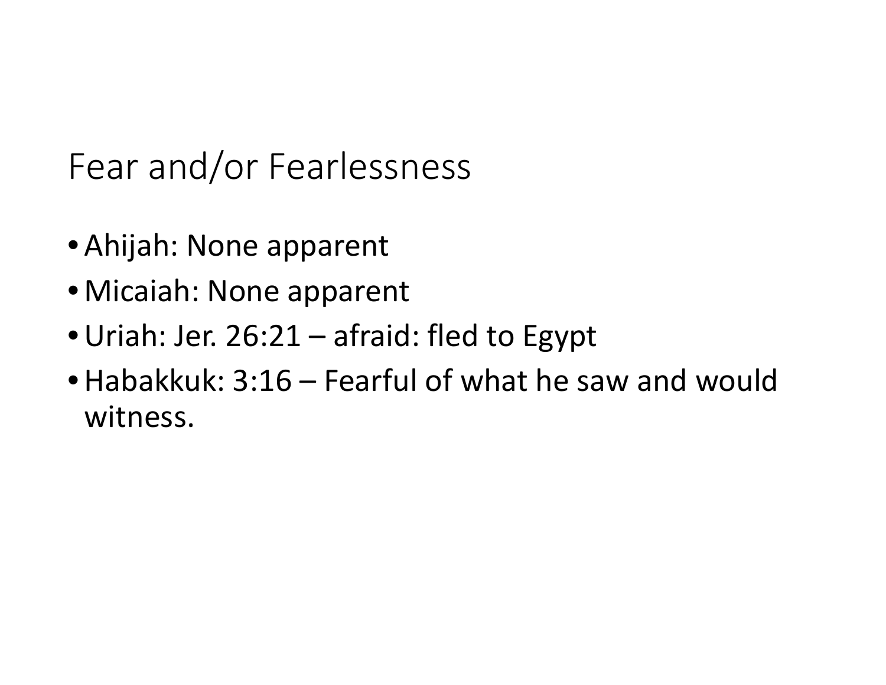# Fear and/or Fearlessness

- Ahijah: None apparent
- Micaiah: None apparent
- Uriah: Jer. 26:21 – afraid: fled to Egypt
- Habakkuk: 3:16 – Fearful of what he saw and would witness.